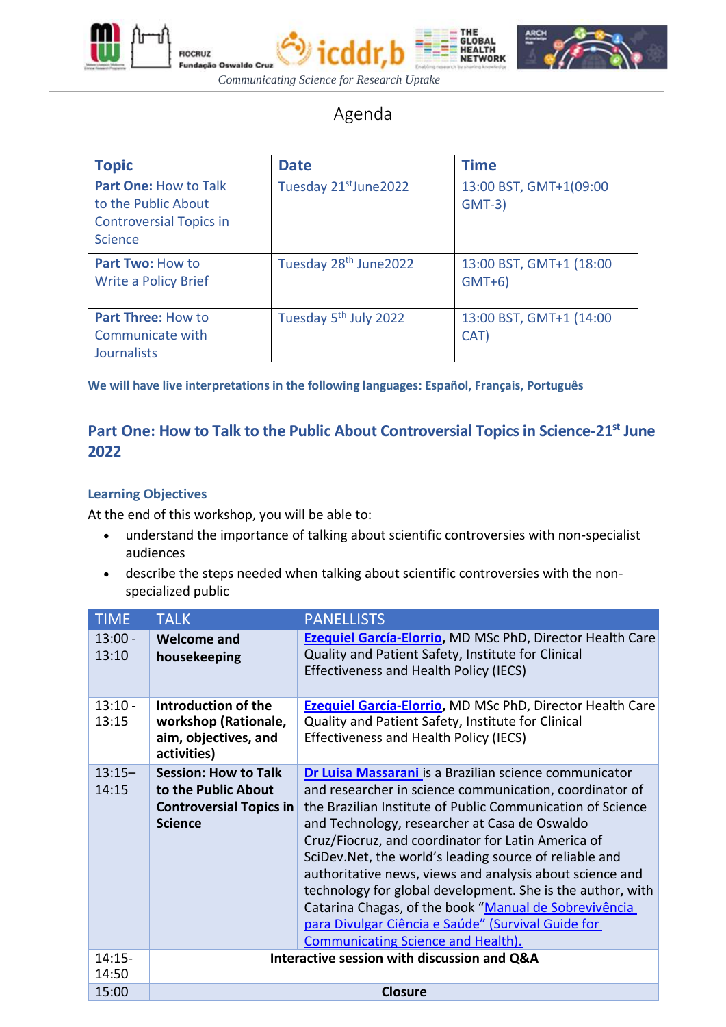*Communicating Science for Research Uptake*

# Agenda

| Topic | Date | Time |
|---|---|---|
| **Part One:** How to Talk to the Public About Controversial Topics in Science | Tuesday 21st June2022 | 13:00 BST, GMT+1(09:00 GMT-3) |
| **Part Two:** How to Write a Policy Brief | Tuesday 28th June2022 | 13:00 BST, GMT+1 (18:00 GMT+6) |
| **Part Three:** How to Communicate with Journalists | Tuesday 5th July 2022 | 13:00 BST, GMT+1 (14:00 CAT) |

**We will have live interpretations in the following languages: Español, Français, Português**

## Part One: How to Talk to the Public About Controversial Topics in Science-21st June 2022

### Learning Objectives

At the end of this workshop, you will be able to:

- understand the importance of talking about scientific controversies with non-specialist audiences
- describe the steps needed when talking about scientific controversies with the non-specialized public

| TIME | TALK | PANELLISTS |
|---|---|---|
| 13:00 - 13:10 | **Welcome and housekeeping** | **Ezequiel García-Elorrio**, MD MSc PhD, Director Health Care Quality and Patient Safety, Institute for Clinical Effectiveness and Health Policy (IECS) |
| 13:10 - 13:15 | **Introduction of the workshop (Rationale, aim, objectives, and activities)** | **Ezequiel García-Elorrio**, MD MSc PhD, Director Health Care Quality and Patient Safety, Institute for Clinical Effectiveness and Health Policy (IECS) |
| 13:15– 14:15 | **Session: How to Talk to the Public About Controversial Topics in Science** | **Dr Luisa Massarani** is a Brazilian science communicator and researcher in science communication, coordinator of the Brazilian Institute of Public Communication of Science and Technology, researcher at Casa de Oswaldo Cruz/Fiocruz, and coordinator for Latin America of SciDev.Net, the world's leading source of reliable and authoritative news, views and analysis about science and technology for global development. She is the author, with Catarina Chagas, of the book "Manual de Sobrevivência para Divulgar Ciência e Saúde" (Survival Guide for Communicating Science and Health). |
| 14:15- 14:50 | **Interactive session with discussion and Q&A** | |
| 15:00 | **Closure** | |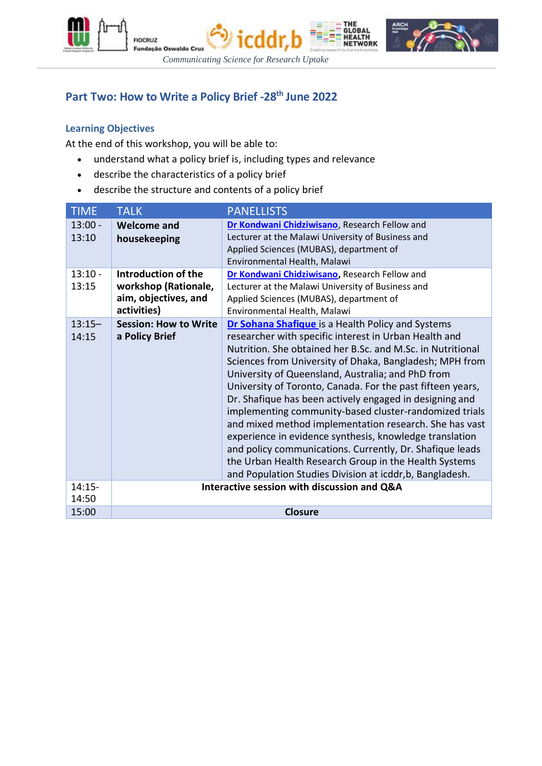## Part Two: How to Write a Policy Brief -28th June 2022

### Learning Objectives

At the end of this workshop, you will be able to:

- understand what a policy brief is, including types and relevance
- describe the characteristics of a policy brief
- describe the structure and contents of a policy brief

| TIME | TALK | PANELLISTS |
|---|---|---|
| 13:00 - 13:10 | **Welcome and housekeeping** | **Dr Kondwani Chidziwisano**, Research Fellow and Lecturer at the Malawi University of Business and Applied Sciences (MUBAS), department of Environmental Health, Malawi |
| 13:10 - 13:15 | **Introduction of the workshop (Rationale, aim, objectives, and activities)** | **Dr Kondwani Chidziwisano**, Research Fellow and Lecturer at the Malawi University of Business and Applied Sciences (MUBAS), department of Environmental Health, Malawi |
| 13:15– 14:15 | **Session: How to Write a Policy Brief** | **Dr Sohana Shafique** is a Health Policy and Systems researcher with specific interest in Urban Health and Nutrition. She obtained her B.Sc. and M.Sc. in Nutritional Sciences from University of Dhaka, Bangladesh; MPH from University of Queensland, Australia; and PhD from University of Toronto, Canada. For the past fifteen years, Dr. Shafique has been actively engaged in designing and implementing community-based cluster-randomized trials and mixed method implementation research. She has vast experience in evidence synthesis, knowledge translation and policy communications. Currently, Dr. Shafique leads the Urban Health Research Group in the Health Systems and Population Studies Division at icddr,b, Bangladesh. |
| 14:15- 14:50 | **Interactive session with discussion and Q&A** | |
| 15:00 | **Closure** | |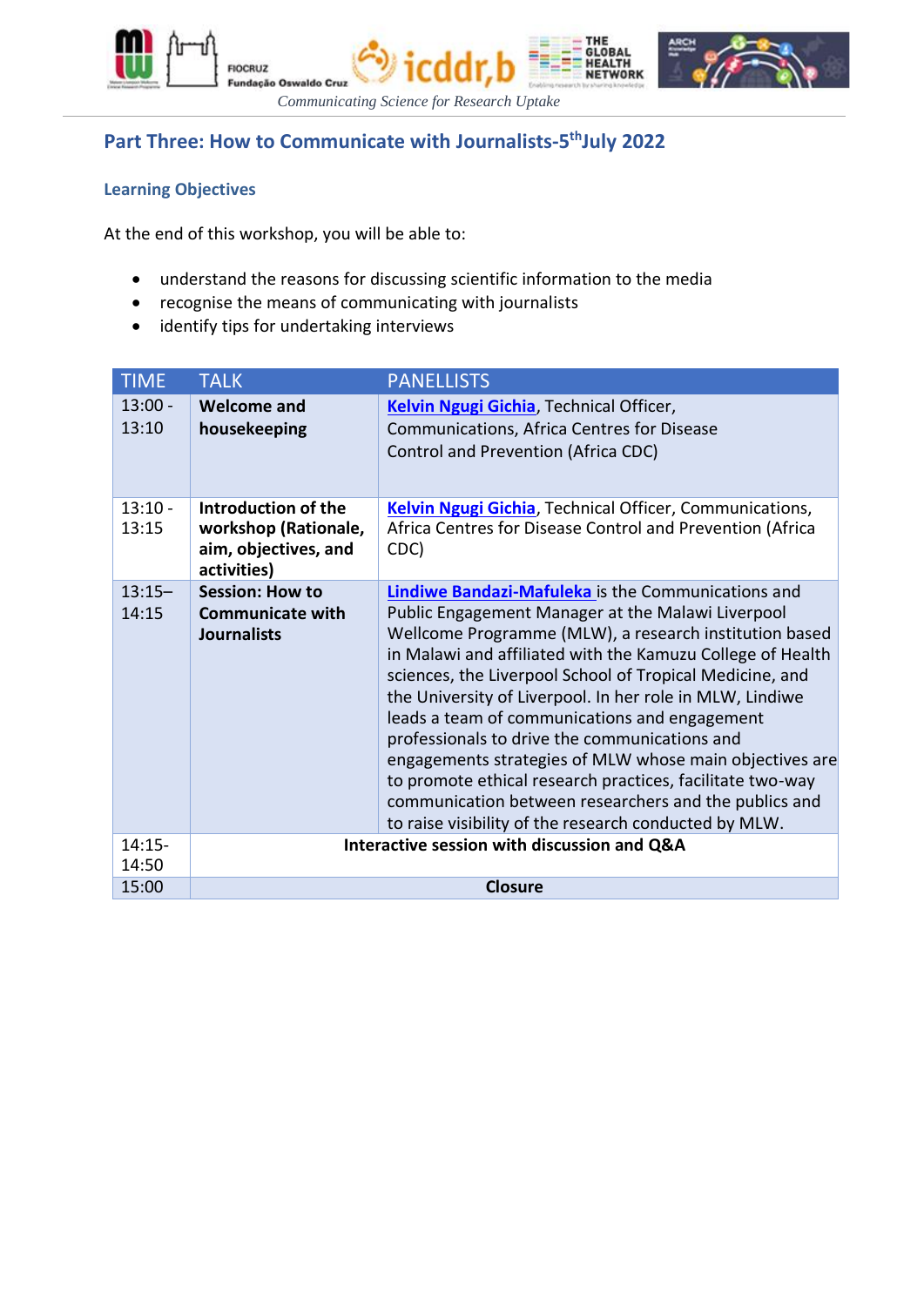## Part Three: How to Communicate with Journalists-5[th] July 2022

### Learning Objectives

At the end of this workshop, you will be able to:

- understand the reasons for discussing scientific information to the media
- recognise the means of communicating with journalists
- identify tips for undertaking interviews

| TIME | TALK | PANELLISTS |
|---|---|---|
| 13:00 - 13:10 | **Welcome and housekeeping** | Kelvin Ngugi Gichia, Technical Officer, Communications, Africa Centres for Disease Control and Prevention (Africa CDC) |
| 13:10 - 13:15 | **Introduction of the workshop (Rationale, aim, objectives, and activities)** | Kelvin Ngugi Gichia, Technical Officer, Communications, Africa Centres for Disease Control and Prevention (Africa CDC) |
| 13:15– 14:15 | **Session: How to Communicate with Journalists** | Lindiwe Bandazi-Mafuleka is the Communications and Public Engagement Manager at the Malawi Liverpool Wellcome Programme (MLW), a research institution based in Malawi and affiliated with the Kamuzu College of Health sciences, the Liverpool School of Tropical Medicine, and the University of Liverpool. In her role in MLW, Lindiwe leads a team of communications and engagement professionals to drive the communications and engagements strategies of MLW whose main objectives are to promote ethical research practices, facilitate two-way communication between researchers and the publics and to raise visibility of the research conducted by MLW. |
| 14:15- 14:50 | **Interactive session with discussion and Q&A** | |
| 15:00 | **Closure** | |